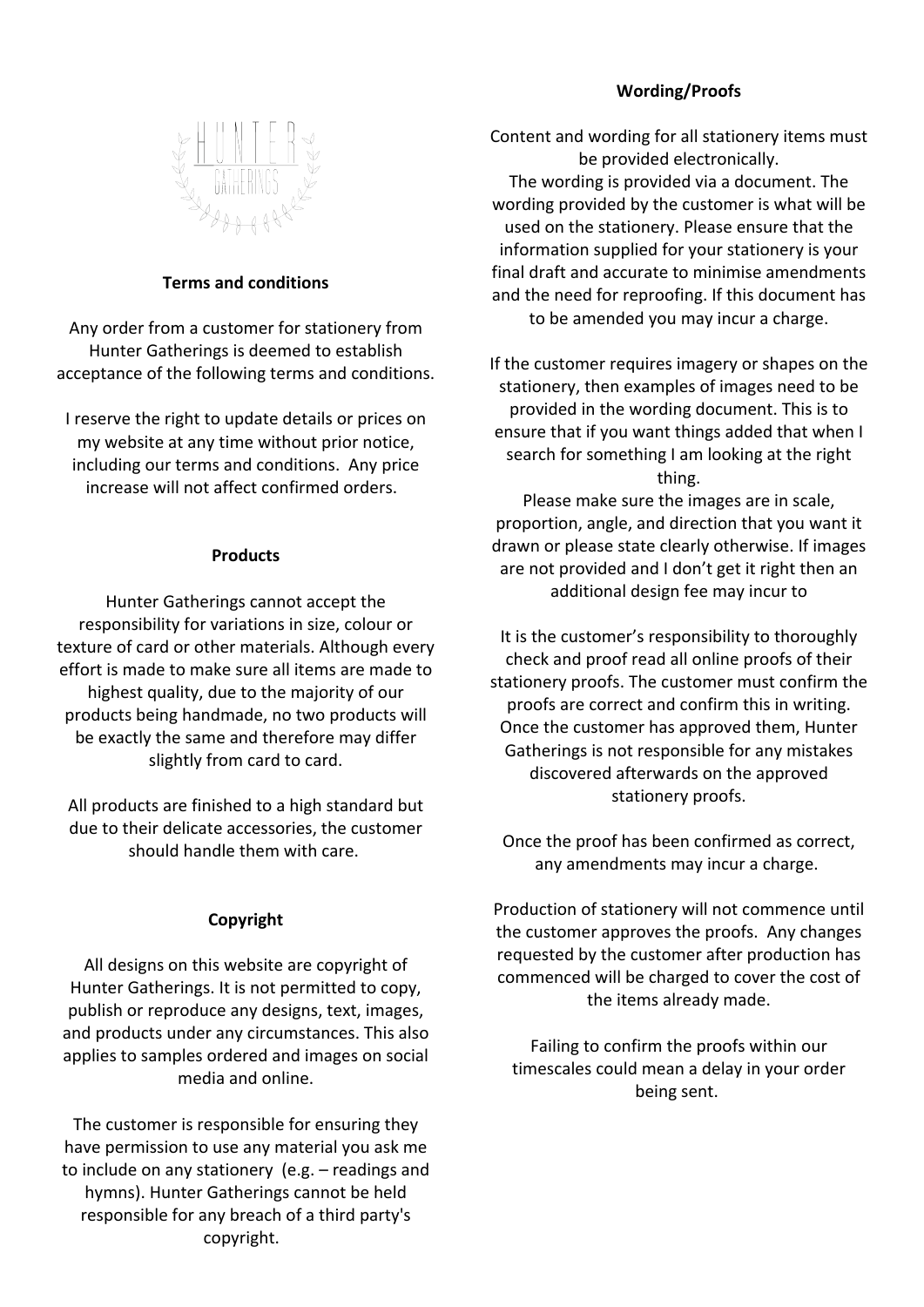HUNTER GATHERINGS

## Terms and conditions

Any order from a customer for stationery from Hunter Gatherings is deemed to establish acceptance of the following terms and conditions.

I reserve the right to update details or prices on my website at any time without prior notice, including our terms and conditions. Any price increase will not affect confirmed orders.

## Products

Hunter Gatherings cannot accept the responsibility for variations in size, colour or texture of card or other materials. Although every effort is made to make sure all items are made to highest quality, due to the majority of our products being handmade, no two products will be exactly the same and therefore may differ slightly from card to card.

All products are finished to a high standard but due to their delicate accessories, the customer should handle them with care.

## Copyright

All designs on this website are copyright of Hunter Gatherings. It is not permitted to copy, publish or reproduce any designs, text, images, and products under any circumstances. This also applies to samples ordered and images on social media and online.

The customer is responsible for ensuring they have permission to use any material you ask me to include on any stationery (e.g. – readings and hymns). Hunter Gatherings cannot be held responsible for any breach of a third party's copyright.

## Wording/Proofs

Content and wording for all stationery items must be provided electronically.
The wording is provided via a document. The wording provided by the customer is what will be used on the stationery. Please ensure that the information supplied for your stationery is your final draft and accurate to minimise amendments and the need for reproofing. If this document has to be amended you may incur a charge.

If the customer requires imagery or shapes on the stationery, then examples of images need to be provided in the wording document. This is to ensure that if you want things added that when I search for something I am looking at the right thing.
Please make sure the images are in scale, proportion, angle, and direction that you want it drawn or please state clearly otherwise. If images are not provided and I don't get it right then an additional design fee may incur to

It is the customer's responsibility to thoroughly check and proof read all online proofs of their stationery proofs. The customer must confirm the proofs are correct and confirm this in writing. Once the customer has approved them, Hunter Gatherings is not responsible for any mistakes discovered afterwards on the approved stationery proofs.

Once the proof has been confirmed as correct, any amendments may incur a charge.

Production of stationery will not commence until the customer approves the proofs. Any changes requested by the customer after production has commenced will be charged to cover the cost of the items already made.

Failing to confirm the proofs within our timescales could mean a delay in your order being sent.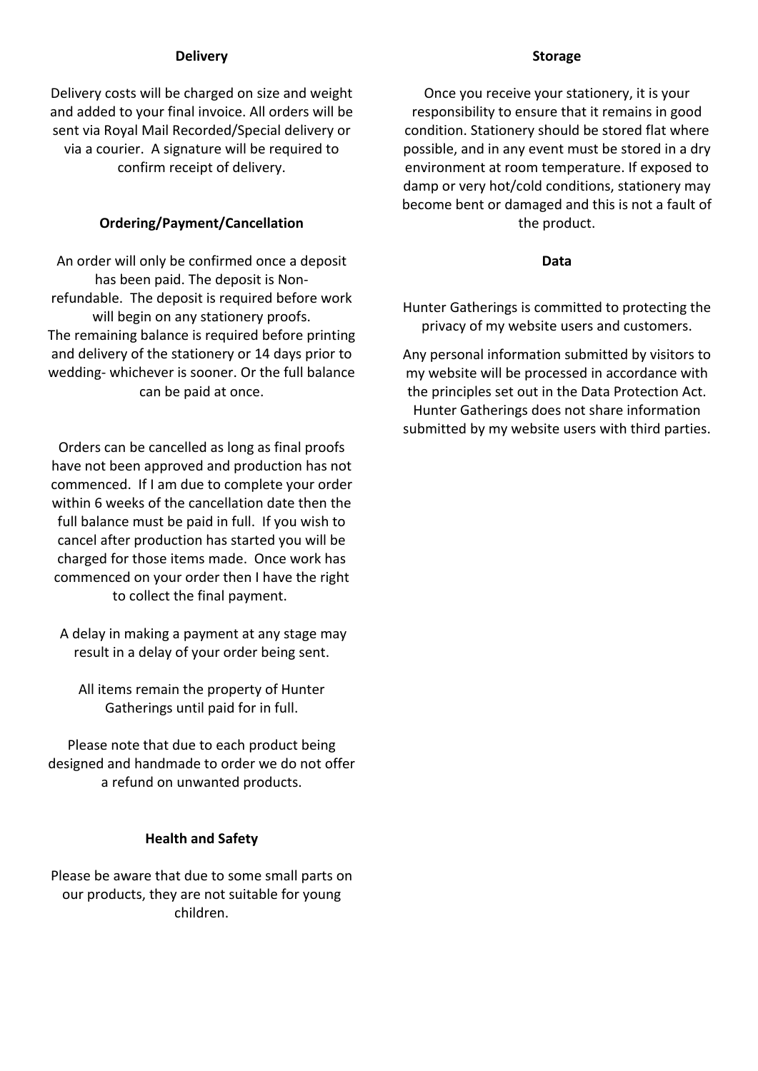**Delivery**

Delivery costs will be charged on size and weight and added to your final invoice. All orders will be sent via Royal Mail Recorded/Special delivery or via a courier. A signature will be required to confirm receipt of delivery.

**Ordering/Payment/Cancellation**

An order will only be confirmed once a deposit has been paid. The deposit is Non-refundable. The deposit is required before work will begin on any stationery proofs.
The remaining balance is required before printing and delivery of the stationery or 14 days prior to wedding- whichever is sooner. Or the full balance can be paid at once.

Orders can be cancelled as long as final proofs have not been approved and production has not commenced. If I am due to complete your order within 6 weeks of the cancellation date then the full balance must be paid in full. If you wish to cancel after production has started you will be charged for those items made. Once work has commenced on your order then I have the right to collect the final payment.

A delay in making a payment at any stage may result in a delay of your order being sent.

All items remain the property of Hunter Gatherings until paid for in full.

Please note that due to each product being designed and handmade to order we do not offer a refund on unwanted products.

**Health and Safety**

Please be aware that due to some small parts on our products, they are not suitable for young children.

**Storage**

Once you receive your stationery, it is your responsibility to ensure that it remains in good condition. Stationery should be stored flat where possible, and in any event must be stored in a dry environment at room temperature. If exposed to damp or very hot/cold conditions, stationery may become bent or damaged and this is not a fault of the product.

**Data**

Hunter Gatherings is committed to protecting the privacy of my website users and customers.

Any personal information submitted by visitors to my website will be processed in accordance with the principles set out in the Data Protection Act. Hunter Gatherings does not share information submitted by my website users with third parties.